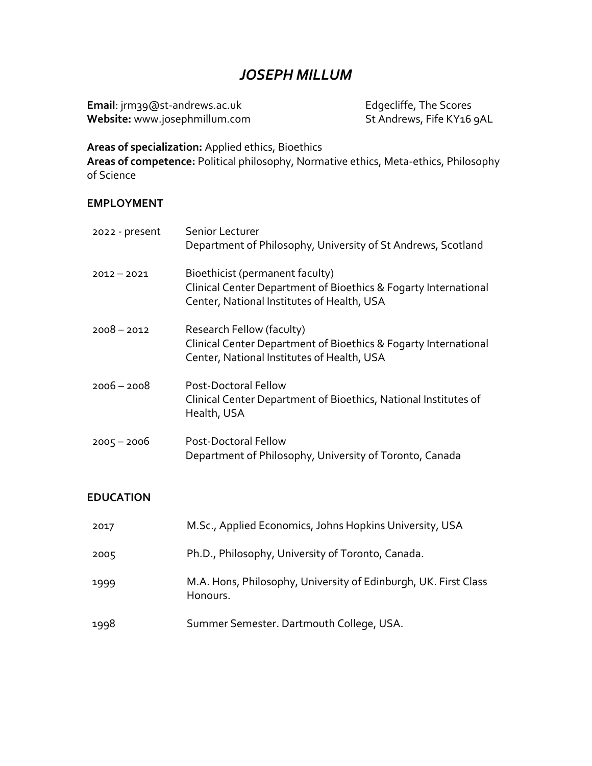# *JOSEPH MILLUM*

**Email**: jrm39@st-andrews.ac.uk
**Website:** www.josephmillum.com

Edgecliffe, The Scores
St Andrews, Fife KY16 9AL

**Areas of specialization:** Applied ethics, Bioethics
**Areas of competence:** Political philosophy, Normative ethics, Meta-ethics, Philosophy of Science

## EMPLOYMENT

| | |
|---|---|
| 2022 - present | Senior Lecturer<br>Department of Philosophy, University of St Andrews, Scotland |
| 2012 – 2021 | Bioethicist (permanent faculty)<br>Clinical Center Department of Bioethics & Fogarty International Center, National Institutes of Health, USA |
| 2008 – 2012 | Research Fellow (faculty)<br>Clinical Center Department of Bioethics & Fogarty International Center, National Institutes of Health, USA |
| 2006 – 2008 | Post-Doctoral Fellow<br>Clinical Center Department of Bioethics, National Institutes of Health, USA |
| 2005 – 2006 | Post-Doctoral Fellow<br>Department of Philosophy, University of Toronto, Canada |

## EDUCATION

| | |
|---|---|
| 2017 | M.Sc., Applied Economics, Johns Hopkins University, USA |
| 2005 | Ph.D., Philosophy, University of Toronto, Canada. |
| 1999 | M.A. Hons, Philosophy, University of Edinburgh, UK. First Class Honours. |
| 1998 | Summer Semester. Dartmouth College, USA. |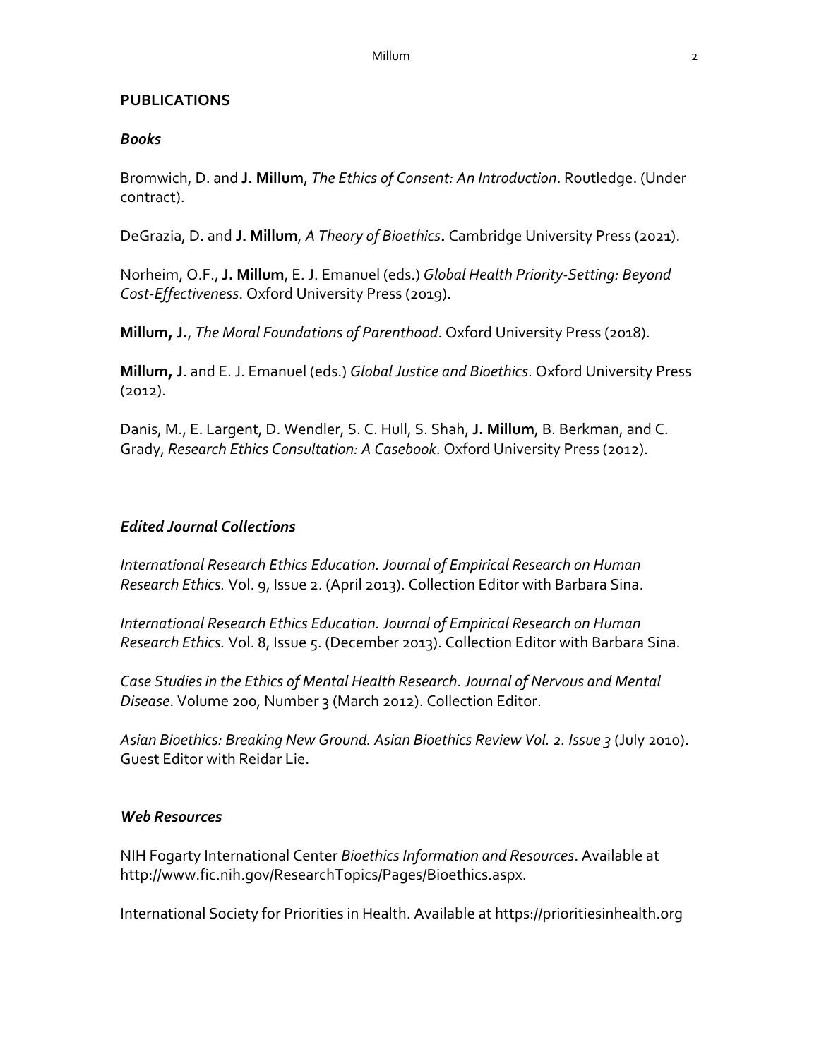## PUBLICATIONS

### *Books*

Bromwich, D. and **J. Millum**, *The Ethics of Consent: An Introduction*. Routledge. (Under contract).

DeGrazia, D. and **J. Millum**, *A Theory of Bioethics***.** Cambridge University Press (2021).

Norheim, O.F., **J. Millum**, E. J. Emanuel (eds.) *Global Health Priority-Setting: Beyond Cost-Effectiveness*. Oxford University Press (2019).

**Millum, J.**, *The Moral Foundations of Parenthood*. Oxford University Press (2018).

**Millum, J**. and E. J. Emanuel (eds.) *Global Justice and Bioethics*. Oxford University Press (2012).

Danis, M., E. Largent, D. Wendler, S. C. Hull, S. Shah, **J. Millum**, B. Berkman, and C. Grady, *Research Ethics Consultation: A Casebook*. Oxford University Press (2012).

### *Edited Journal Collections*

*International Research Ethics Education. Journal of Empirical Research on Human Research Ethics.* Vol. 9, Issue 2. (April 2013). Collection Editor with Barbara Sina.

*International Research Ethics Education. Journal of Empirical Research on Human Research Ethics.* Vol. 8, Issue 5. (December 2013). Collection Editor with Barbara Sina.

*Case Studies in the Ethics of Mental Health Research*. *Journal of Nervous and Mental Disease*. Volume 200, Number 3 (March 2012). Collection Editor.

*Asian Bioethics: Breaking New Ground. Asian Bioethics Review Vol. 2. Issue 3* (July 2010). Guest Editor with Reidar Lie.

### *Web Resources*

NIH Fogarty International Center *Bioethics Information and Resources*. Available at http://www.fic.nih.gov/ResearchTopics/Pages/Bioethics.aspx.

International Society for Priorities in Health. Available at https://prioritiesinhealth.org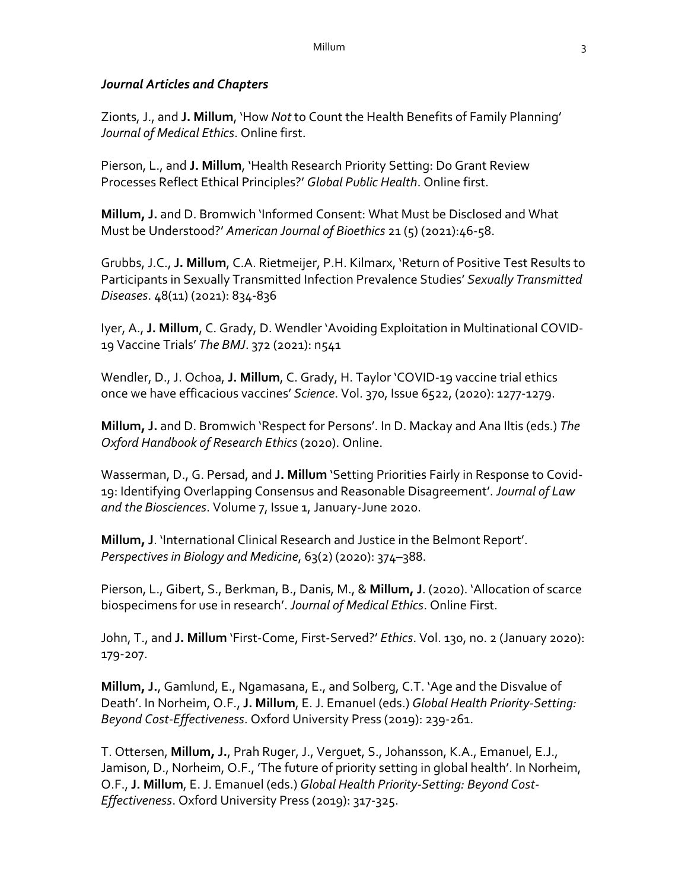### ***Journal Articles and Chapters***

Zionts, J., and **J. Millum**, 'How *Not* to Count the Health Benefits of Family Planning' *Journal of Medical Ethics*. Online first.

Pierson, L., and **J. Millum**, 'Health Research Priority Setting: Do Grant Review Processes Reflect Ethical Principles?' *Global Public Health*. Online first.

**Millum, J.** and D. Bromwich 'Informed Consent: What Must be Disclosed and What Must be Understood?' *American Journal of Bioethics* 21 (5) (2021):46-58.

Grubbs, J.C., **J. Millum**, C.A. Rietmeijer, P.H. Kilmarx, 'Return of Positive Test Results to Participants in Sexually Transmitted Infection Prevalence Studies' *Sexually Transmitted Diseases*. 48(11) (2021): 834-836

Iyer, A., **J. Millum**, C. Grady, D. Wendler 'Avoiding Exploitation in Multinational COVID-19 Vaccine Trials' *The BMJ*. 372 (2021): n541

Wendler, D., J. Ochoa, **J. Millum**, C. Grady, H. Taylor 'COVID-19 vaccine trial ethics once we have efficacious vaccines' *Science*. Vol. 370, Issue 6522, (2020): 1277-1279.

**Millum, J.** and D. Bromwich 'Respect for Persons'. In D. Mackay and Ana Iltis (eds.) *The Oxford Handbook of Research Ethics* (2020). Online.

Wasserman, D., G. Persad, and **J. Millum** 'Setting Priorities Fairly in Response to Covid-19: Identifying Overlapping Consensus and Reasonable Disagreement'. *Journal of Law and the Biosciences*. Volume 7, Issue 1, January-June 2020.

**Millum, J**. 'International Clinical Research and Justice in the Belmont Report'. *Perspectives in Biology and Medicine*, 63(2) (2020): 374–388.

Pierson, L., Gibert, S., Berkman, B., Danis, M., & **Millum, J**. (2020). 'Allocation of scarce biospecimens for use in research'. *Journal of Medical Ethics*. Online First.

John, T., and **J. Millum** 'First-Come, First-Served?' *Ethics*. Vol. 130, no. 2 (January 2020): 179-207.

**Millum, J.**, Gamlund, E., Ngamasana, E., and Solberg, C.T. 'Age and the Disvalue of Death'. In Norheim, O.F., **J. Millum**, E. J. Emanuel (eds.) *Global Health Priority-Setting: Beyond Cost-Effectiveness*. Oxford University Press (2019): 239-261.

T. Ottersen, **Millum, J.**, Prah Ruger, J., Verguet, S., Johansson, K.A., Emanuel, E.J., Jamison, D., Norheim, O.F., 'The future of priority setting in global health'. In Norheim, O.F., **J. Millum**, E. J. Emanuel (eds.) *Global Health Priority-Setting: Beyond Cost-Effectiveness*. Oxford University Press (2019): 317-325.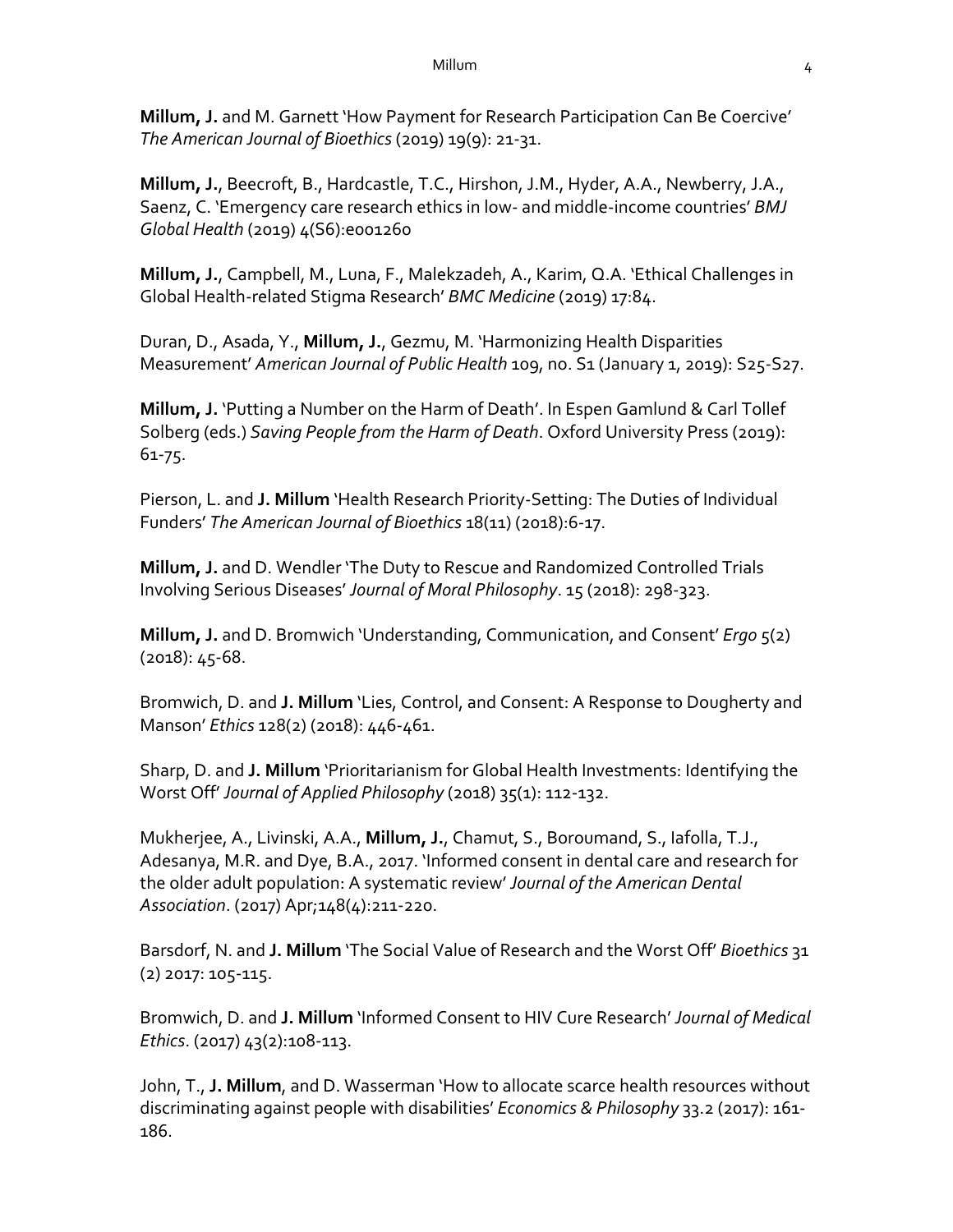**Millum, J.** and M. Garnett 'How Payment for Research Participation Can Be Coercive' *The American Journal of Bioethics* (2019) 19(9): 21-31.

**Millum, J.**, Beecroft, B., Hardcastle, T.C., Hirshon, J.M., Hyder, A.A., Newberry, J.A., Saenz, C. 'Emergency care research ethics in low- and middle-income countries' *BMJ Global Health* (2019) 4(S6):e001260

**Millum, J.**, Campbell, M., Luna, F., Malekzadeh, A., Karim, Q.A. 'Ethical Challenges in Global Health-related Stigma Research' *BMC Medicine* (2019) 17:84.

Duran, D., Asada, Y., **Millum, J.**, Gezmu, M. 'Harmonizing Health Disparities Measurement' *American Journal of Public Health* 109, no. S1 (January 1, 2019): S25-S27.

**Millum, J.** 'Putting a Number on the Harm of Death'. In Espen Gamlund & Carl Tollef Solberg (eds.) *Saving People from the Harm of Death*. Oxford University Press (2019): 61-75.

Pierson, L. and **J. Millum** 'Health Research Priority-Setting: The Duties of Individual Funders' *The American Journal of Bioethics* 18(11) (2018):6-17.

**Millum, J.** and D. Wendler 'The Duty to Rescue and Randomized Controlled Trials Involving Serious Diseases' *Journal of Moral Philosophy*. 15 (2018): 298-323.

**Millum, J.** and D. Bromwich 'Understanding, Communication, and Consent' *Ergo* 5(2) (2018): 45-68.

Bromwich, D. and **J. Millum** 'Lies, Control, and Consent: A Response to Dougherty and Manson' *Ethics* 128(2) (2018): 446-461.

Sharp, D. and **J. Millum** 'Prioritarianism for Global Health Investments: Identifying the Worst Off' *Journal of Applied Philosophy* (2018) 35(1): 112-132.

Mukherjee, A., Livinski, A.A., **Millum, J.**, Chamut, S., Boroumand, S., Iafolla, T.J., Adesanya, M.R. and Dye, B.A., 2017. 'Informed consent in dental care and research for the older adult population: A systematic review' *Journal of the American Dental Association*. (2017) Apr;148(4):211-220.

Barsdorf, N. and **J. Millum** 'The Social Value of Research and the Worst Off' *Bioethics* 31 (2) 2017: 105-115.

Bromwich, D. and **J. Millum** 'Informed Consent to HIV Cure Research' *Journal of Medical Ethics*. (2017) 43(2):108-113.

John, T., **J. Millum**, and D. Wasserman 'How to allocate scarce health resources without discriminating against people with disabilities' *Economics & Philosophy* 33.2 (2017): 161-186.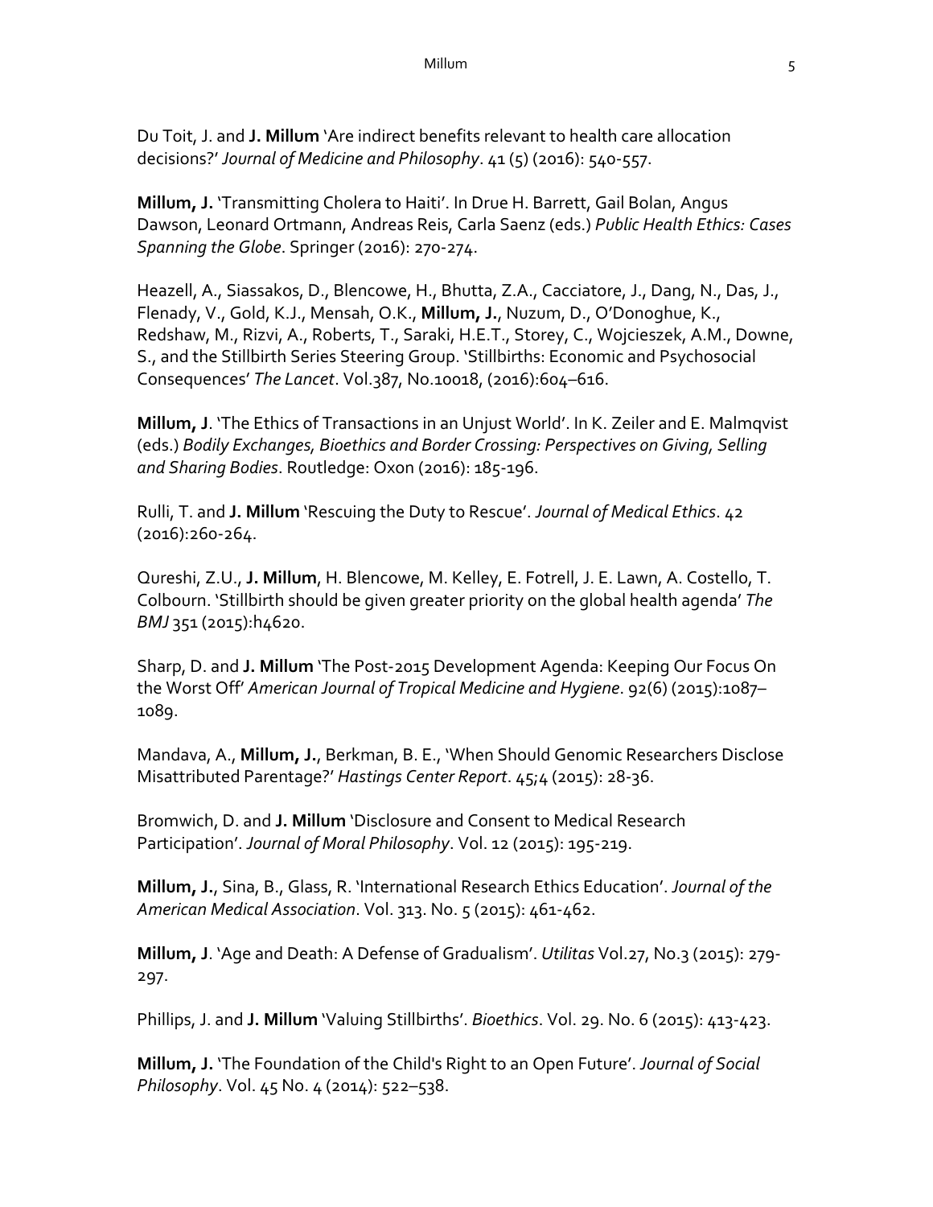Du Toit, J. and **J. Millum** 'Are indirect benefits relevant to health care allocation decisions?' *Journal of Medicine and Philosophy*. 41 (5) (2016): 540-557.

**Millum, J.** 'Transmitting Cholera to Haiti'. In Drue H. Barrett, Gail Bolan, Angus Dawson, Leonard Ortmann, Andreas Reis, Carla Saenz (eds.) *Public Health Ethics: Cases Spanning the Globe*. Springer (2016): 270-274.

Heazell, A., Siassakos, D., Blencowe, H., Bhutta, Z.A., Cacciatore, J., Dang, N., Das, J., Flenady, V., Gold, K.J., Mensah, O.K., **Millum, J.**, Nuzum, D., O'Donoghue, K., Redshaw, M., Rizvi, A., Roberts, T., Saraki, H.E.T., Storey, C., Wojcieszek, A.M., Downe, S., and the Stillbirth Series Steering Group. 'Stillbirths: Economic and Psychosocial Consequences' *The Lancet*. Vol.387, No.10018, (2016):604–616.

**Millum, J**. 'The Ethics of Transactions in an Unjust World'. In K. Zeiler and E. Malmqvist (eds.) *Bodily Exchanges, Bioethics and Border Crossing: Perspectives on Giving, Selling and Sharing Bodies*. Routledge: Oxon (2016): 185-196.

Rulli, T. and **J. Millum** 'Rescuing the Duty to Rescue'. *Journal of Medical Ethics*. 42 (2016):260-264.

Qureshi, Z.U., **J. Millum**, H. Blencowe, M. Kelley, E. Fotrell, J. E. Lawn, A. Costello, T. Colbourn. 'Stillbirth should be given greater priority on the global health agenda' *The BMJ* 351 (2015):h4620.

Sharp, D. and **J. Millum** 'The Post-2015 Development Agenda: Keeping Our Focus On the Worst Off' *American Journal of Tropical Medicine and Hygiene*. 92(6) (2015):1087–1089.

Mandava, A., **Millum, J.**, Berkman, B. E., 'When Should Genomic Researchers Disclose Misattributed Parentage?' *Hastings Center Report*. 45;4 (2015): 28-36.

Bromwich, D. and **J. Millum** 'Disclosure and Consent to Medical Research Participation'. *Journal of Moral Philosophy*. Vol. 12 (2015): 195-219.

**Millum, J.**, Sina, B., Glass, R. 'International Research Ethics Education'. *Journal of the American Medical Association*. Vol. 313. No. 5 (2015): 461-462.

**Millum, J**. 'Age and Death: A Defense of Gradualism'. *Utilitas* Vol.27, No.3 (2015): 279-297.

Phillips, J. and **J. Millum** 'Valuing Stillbirths'. *Bioethics*. Vol. 29. No. 6 (2015): 413-423.

**Millum, J.** 'The Foundation of the Child's Right to an Open Future'. *Journal of Social Philosophy*. Vol. 45 No. 4 (2014): 522–538.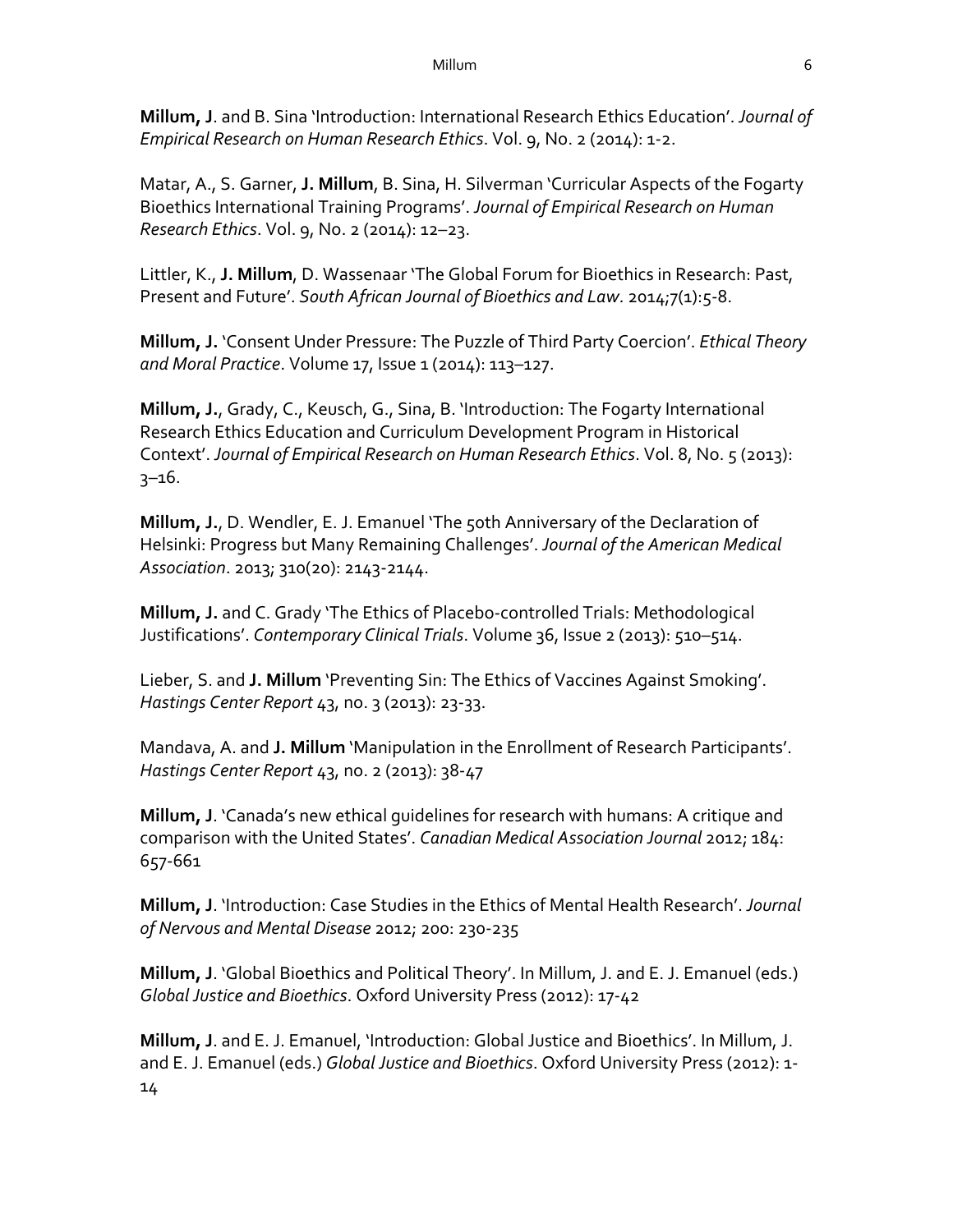**Millum, J**. and B. Sina 'Introduction: International Research Ethics Education'. *Journal of Empirical Research on Human Research Ethics*. Vol. 9, No. 2 (2014): 1-2.

Matar, A., S. Garner, **J. Millum**, B. Sina, H. Silverman 'Curricular Aspects of the Fogarty Bioethics International Training Programs'. *Journal of Empirical Research on Human Research Ethics*. Vol. 9, No. 2 (2014): 12–23.

Littler, K., **J. Millum**, D. Wassenaar 'The Global Forum for Bioethics in Research: Past, Present and Future'. *South African Journal of Bioethics and Law*. 2014;7(1):5-8.

**Millum, J.** 'Consent Under Pressure: The Puzzle of Third Party Coercion'. *Ethical Theory and Moral Practice*. Volume 17, Issue 1 (2014): 113–127.

**Millum, J.**, Grady, C., Keusch, G., Sina, B. 'Introduction: The Fogarty International Research Ethics Education and Curriculum Development Program in Historical Context'. *Journal of Empirical Research on Human Research Ethics*. Vol. 8, No. 5 (2013): 3–16.

**Millum, J.**, D. Wendler, E. J. Emanuel 'The 50th Anniversary of the Declaration of Helsinki: Progress but Many Remaining Challenges'. *Journal of the American Medical Association*. 2013; 310(20): 2143-2144.

**Millum, J.** and C. Grady 'The Ethics of Placebo-controlled Trials: Methodological Justifications'. *Contemporary Clinical Trials*. Volume 36, Issue 2 (2013): 510–514.

Lieber, S. and **J. Millum** 'Preventing Sin: The Ethics of Vaccines Against Smoking'. *Hastings Center Report* 43, no. 3 (2013): 23-33.

Mandava, A. and **J. Millum** 'Manipulation in the Enrollment of Research Participants'. *Hastings Center Report* 43, no. 2 (2013): 38-47

**Millum, J**. 'Canada's new ethical guidelines for research with humans: A critique and comparison with the United States'. *Canadian Medical Association Journal* 2012; 184: 657-661

**Millum, J**. 'Introduction: Case Studies in the Ethics of Mental Health Research'. *Journal of Nervous and Mental Disease* 2012; 200: 230-235

**Millum, J**. 'Global Bioethics and Political Theory'. In Millum, J. and E. J. Emanuel (eds.) *Global Justice and Bioethics*. Oxford University Press (2012): 17-42

**Millum, J**. and E. J. Emanuel, 'Introduction: Global Justice and Bioethics'. In Millum, J. and E. J. Emanuel (eds.) *Global Justice and Bioethics*. Oxford University Press (2012): 1-14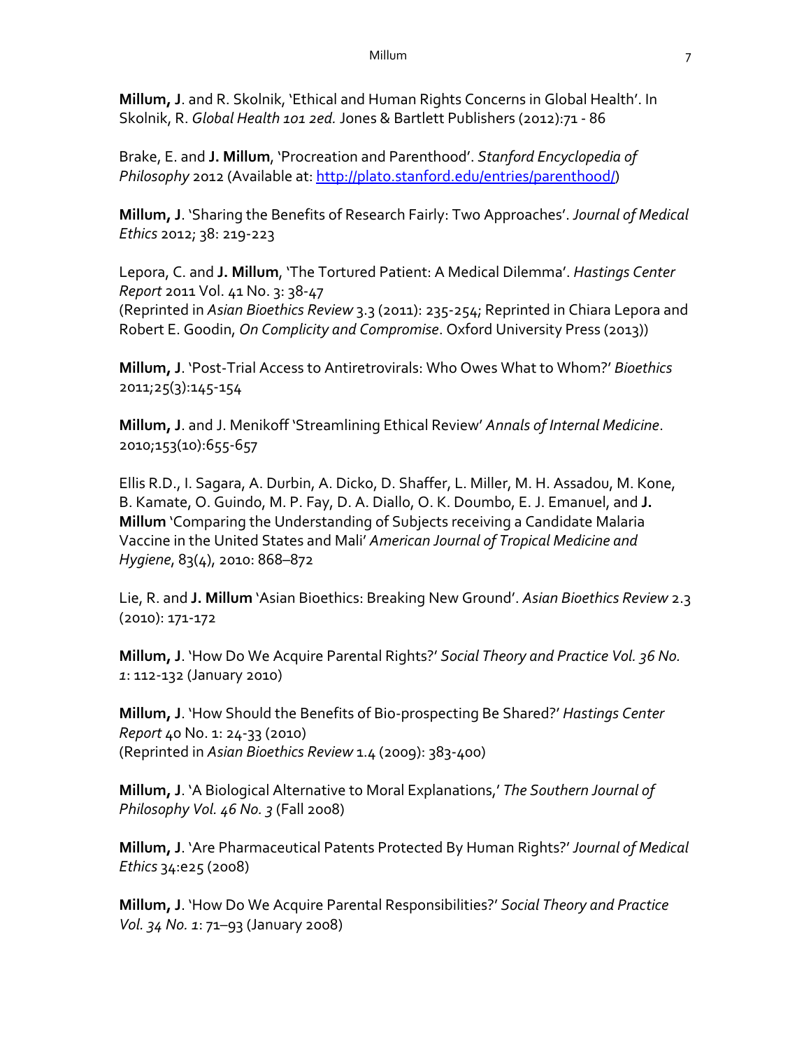**Millum, J**. and R. Skolnik, 'Ethical and Human Rights Concerns in Global Health'. In Skolnik, R. *Global Health 101 2ed.* Jones & Bartlett Publishers (2012):71 - 86

Brake, E. and **J. Millum**, 'Procreation and Parenthood'. *Stanford Encyclopedia of Philosophy* 2012 (Available at: http://plato.stanford.edu/entries/parenthood/)

**Millum, J**. 'Sharing the Benefits of Research Fairly: Two Approaches'. *Journal of Medical Ethics* 2012; 38: 219-223

Lepora, C. and **J. Millum**, 'The Tortured Patient: A Medical Dilemma'. *Hastings Center Report* 2011 Vol. 41 No. 3: 38-47
(Reprinted in *Asian Bioethics Review* 3.3 (2011): 235-254; Reprinted in Chiara Lepora and Robert E. Goodin, *On Complicity and Compromise*. Oxford University Press (2013))

**Millum, J**. 'Post-Trial Access to Antiretrovirals: Who Owes What to Whom?' *Bioethics* 2011;25(3):145-154

**Millum, J**. and J. Menikoff 'Streamlining Ethical Review' *Annals of Internal Medicine*. 2010;153(10):655-657

Ellis R.D., I. Sagara, A. Durbin, A. Dicko, D. Shaffer, L. Miller, M. H. Assadou, M. Kone, B. Kamate, O. Guindo, M. P. Fay, D. A. Diallo, O. K. Doumbo, E. J. Emanuel, and **J. Millum** 'Comparing the Understanding of Subjects receiving a Candidate Malaria Vaccine in the United States and Mali' *American Journal of Tropical Medicine and Hygiene*, 83(4), 2010: 868–872

Lie, R. and **J. Millum** 'Asian Bioethics: Breaking New Ground'. *Asian Bioethics Review* 2.3 (2010): 171-172

**Millum, J**. 'How Do We Acquire Parental Rights?' *Social Theory and Practice Vol. 36 No. 1*: 112-132 (January 2010)

**Millum, J**. 'How Should the Benefits of Bio-prospecting Be Shared?' *Hastings Center Report* 40 No. 1: 24-33 (2010)
(Reprinted in *Asian Bioethics Review* 1.4 (2009): 383-400)

**Millum, J**. 'A Biological Alternative to Moral Explanations,' *The Southern Journal of Philosophy Vol. 46 No. 3* (Fall 2008)

**Millum, J**. 'Are Pharmaceutical Patents Protected By Human Rights?' *Journal of Medical Ethics* 34:e25 (2008)

**Millum, J**. 'How Do We Acquire Parental Responsibilities?' *Social Theory and Practice Vol. 34 No. 1*: 71–93 (January 2008)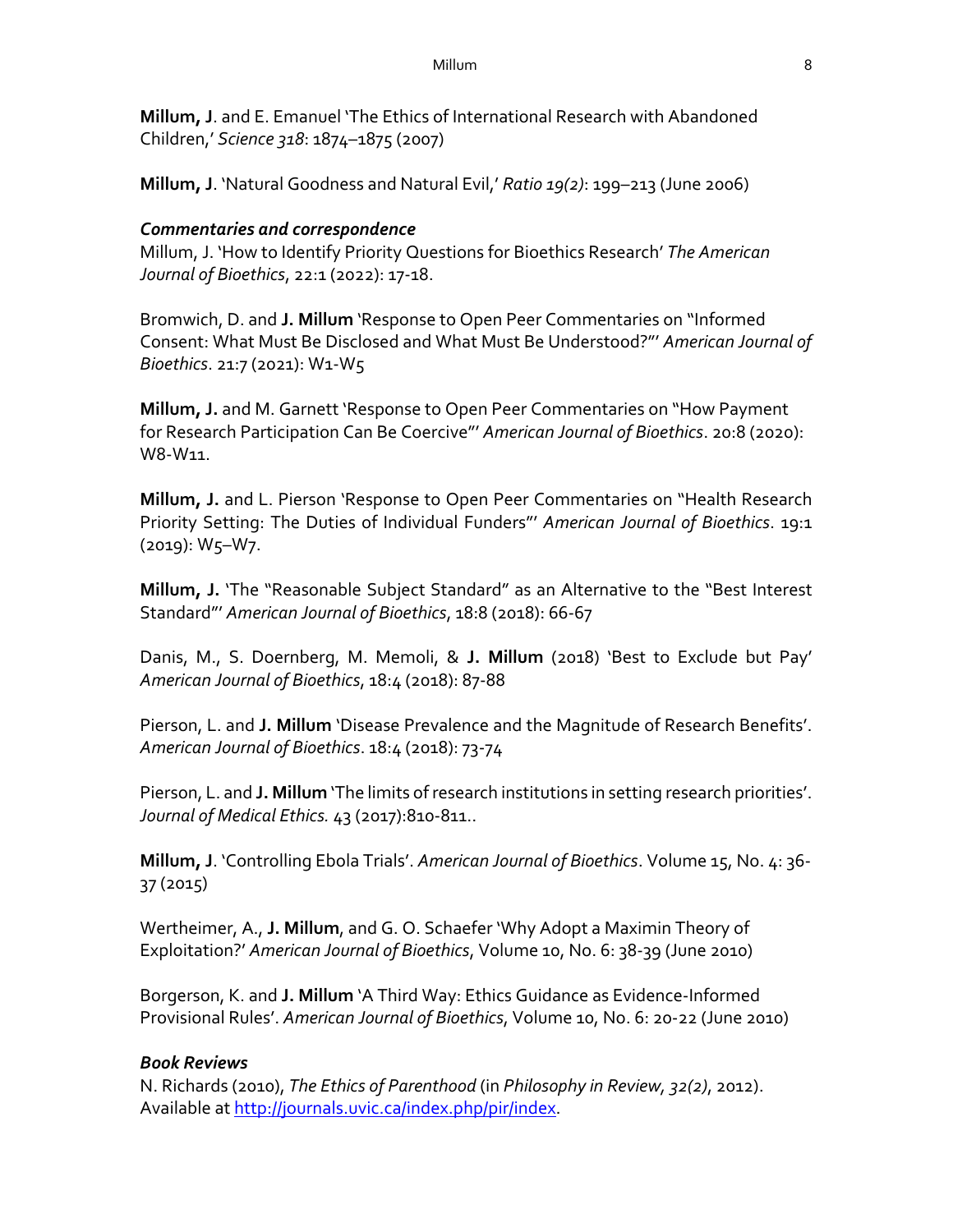**Millum, J**. and E. Emanuel 'The Ethics of International Research with Abandoned Children,' *Science 318*: 1874–1875 (2007)

**Millum, J**. 'Natural Goodness and Natural Evil,' *Ratio 19(2)*: 199–213 (June 2006)

### *Commentaries and correspondence*

Millum, J. 'How to Identify Priority Questions for Bioethics Research' *The American Journal of Bioethics*, 22:1 (2022): 17-18.

Bromwich, D. and **J. Millum** 'Response to Open Peer Commentaries on "Informed Consent: What Must Be Disclosed and What Must Be Understood?"' *American Journal of Bioethics*. 21:7 (2021): W1-W5

**Millum, J.** and M. Garnett 'Response to Open Peer Commentaries on "How Payment for Research Participation Can Be Coercive"' *American Journal of Bioethics*. 20:8 (2020): W8-W11.

**Millum, J.** and L. Pierson 'Response to Open Peer Commentaries on "Health Research Priority Setting: The Duties of Individual Funders"' *American Journal of Bioethics*. 19:1 (2019): W5–W7.

**Millum, J.** 'The "Reasonable Subject Standard" as an Alternative to the "Best Interest Standard"' *American Journal of Bioethics*, 18:8 (2018): 66-67

Danis, M., S. Doernberg, M. Memoli, & **J. Millum** (2018) 'Best to Exclude but Pay' *American Journal of Bioethics*, 18:4 (2018): 87-88

Pierson, L. and **J. Millum** 'Disease Prevalence and the Magnitude of Research Benefits'. *American Journal of Bioethics*. 18:4 (2018): 73-74

Pierson, L. and **J. Millum** 'The limits of research institutions in setting research priorities'. *Journal of Medical Ethics.* 43 (2017):810-811..

**Millum, J**. 'Controlling Ebola Trials'. *American Journal of Bioethics*. Volume 15, No. 4: 36-37 (2015)

Wertheimer, A., **J. Millum**, and G. O. Schaefer 'Why Adopt a Maximin Theory of Exploitation?' *American Journal of Bioethics*, Volume 10, No. 6: 38-39 (June 2010)

Borgerson, K. and **J. Millum** 'A Third Way: Ethics Guidance as Evidence-Informed Provisional Rules'. *American Journal of Bioethics*, Volume 10, No. 6: 20-22 (June 2010)

### *Book Reviews*

N. Richards (2010), *The Ethics of Parenthood* (in *Philosophy in Review, 32(2)*, 2012). Available at http://journals.uvic.ca/index.php/pir/index.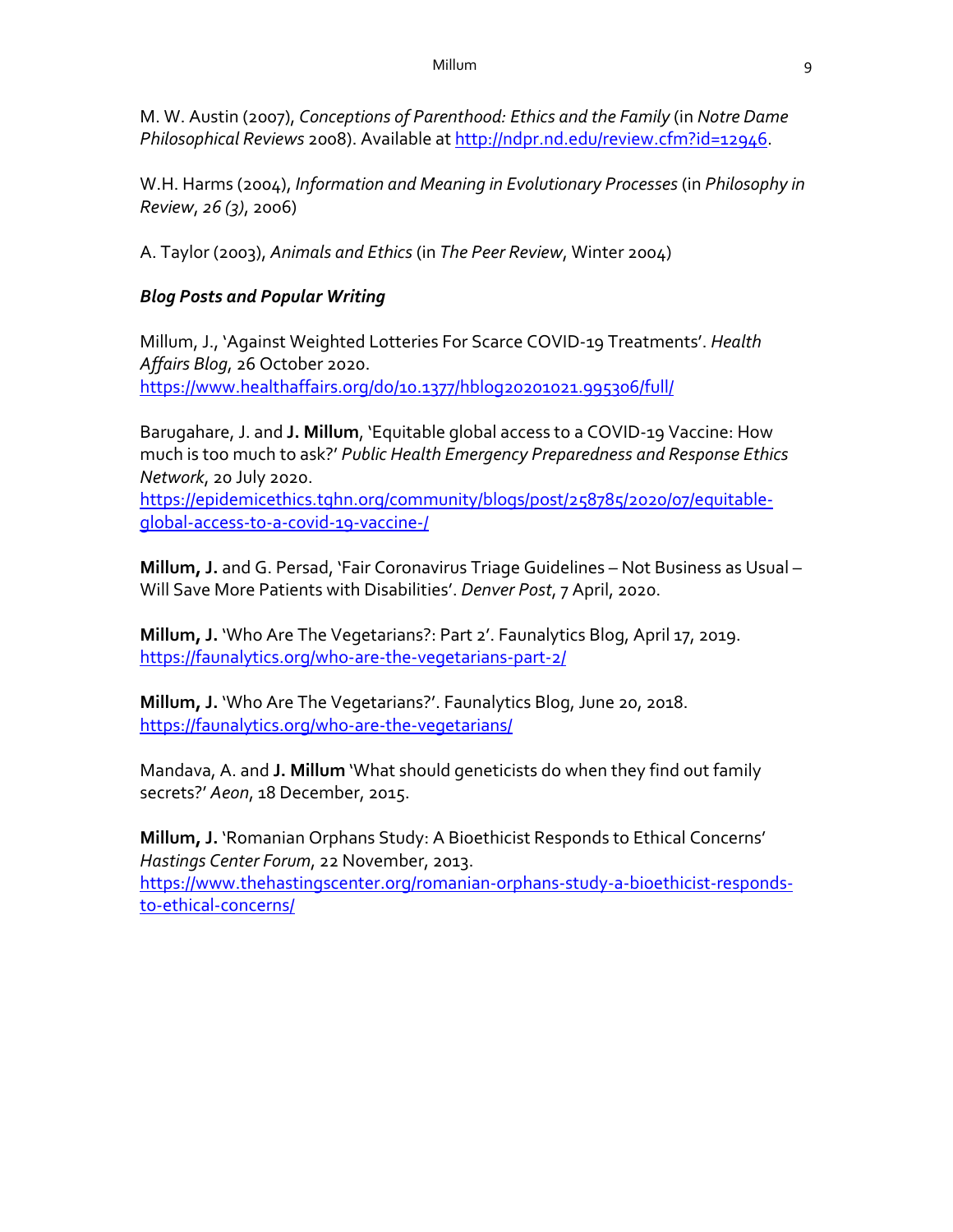M. W. Austin (2007), *Conceptions of Parenthood: Ethics and the Family* (in *Notre Dame Philosophical Reviews* 2008). Available at http://ndpr.nd.edu/review.cfm?id=12946.

W.H. Harms (2004), *Information and Meaning in Evolutionary Processes* (in *Philosophy in Review*, *26 (3)*, 2006)

A. Taylor (2003), *Animals and Ethics* (in *The Peer Review*, Winter 2004)

### *Blog Posts and Popular Writing*

Millum, J., 'Against Weighted Lotteries For Scarce COVID-19 Treatments'. *Health Affairs Blog*, 26 October 2020.
https://www.healthaffairs.org/do/10.1377/hblog20201021.995306/full/

Barugahare, J. and **J. Millum**, 'Equitable global access to a COVID-19 Vaccine: How much is too much to ask?' *Public Health Emergency Preparedness and Response Ethics Network*, 20 July 2020.
https://epidemicethics.tghn.org/community/blogs/post/258785/2020/07/equitable-global-access-to-a-covid-19-vaccine-/

**Millum, J.** and G. Persad, 'Fair Coronavirus Triage Guidelines – Not Business as Usual – Will Save More Patients with Disabilities'. *Denver Post*, 7 April, 2020.

**Millum, J.** 'Who Are The Vegetarians?: Part 2'. Faunalytics Blog, April 17, 2019.
https://faunalytics.org/who-are-the-vegetarians-part-2/

**Millum, J.** 'Who Are The Vegetarians?'. Faunalytics Blog, June 20, 2018.
https://faunalytics.org/who-are-the-vegetarians/

Mandava, A. and **J. Millum** 'What should geneticists do when they find out family secrets?' *Aeon*, 18 December, 2015.

**Millum, J.** 'Romanian Orphans Study: A Bioethicist Responds to Ethical Concerns' *Hastings Center Forum*, 22 November, 2013.
https://www.thehastingscenter.org/romanian-orphans-study-a-bioethicist-responds-to-ethical-concerns/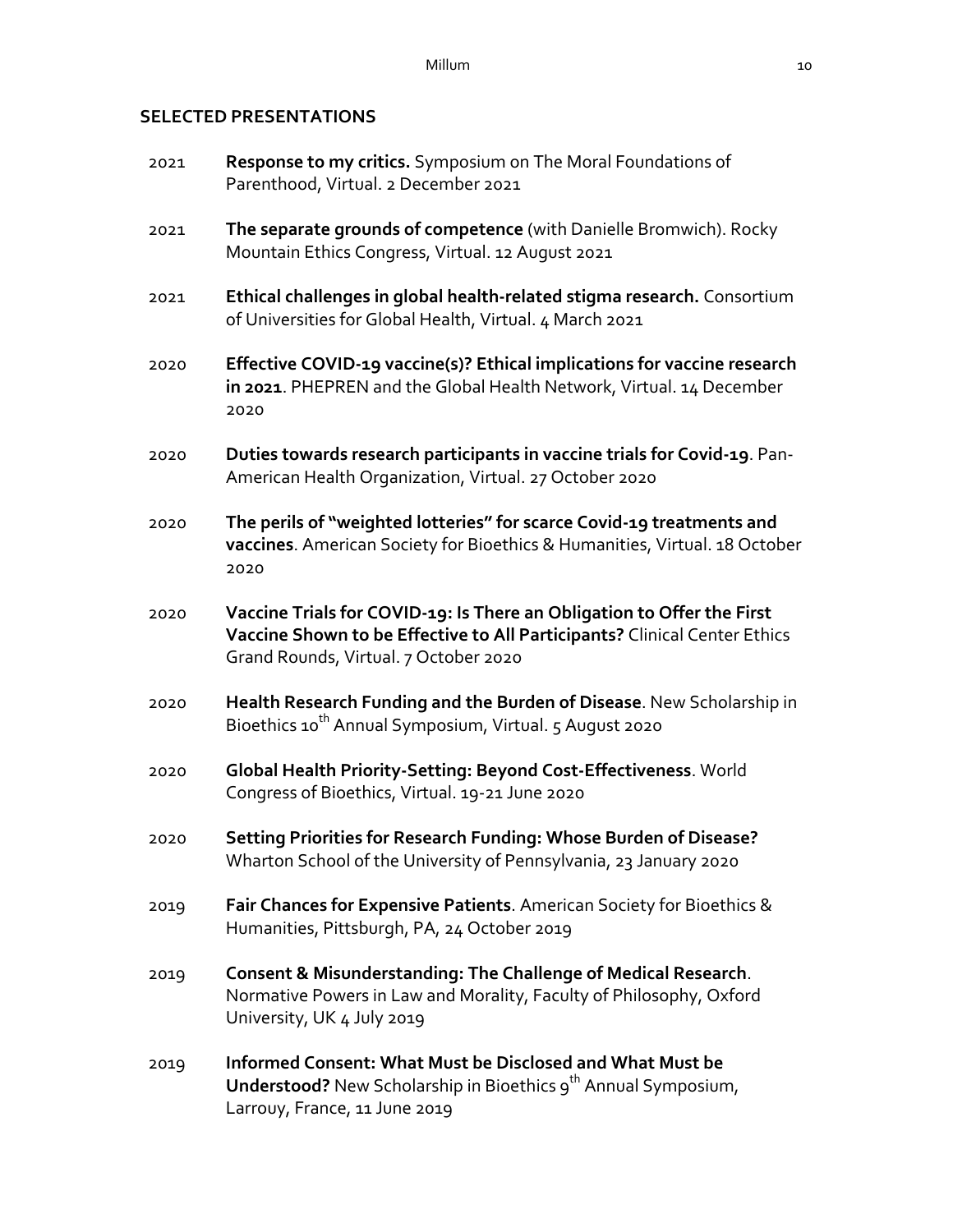## SELECTED PRESENTATIONS

2021 **Response to my critics.** Symposium on The Moral Foundations of Parenthood, Virtual. 2 December 2021

2021 **The separate grounds of competence** (with Danielle Bromwich). Rocky Mountain Ethics Congress, Virtual. 12 August 2021

2021 **Ethical challenges in global health-related stigma research.** Consortium of Universities for Global Health, Virtual. 4 March 2021

2020 **Effective COVID-19 vaccine(s)? Ethical implications for vaccine research in 2021**. PHEPREN and the Global Health Network, Virtual. 14 December 2020

2020 **Duties towards research participants in vaccine trials for Covid-19**. Pan-American Health Organization, Virtual. 27 October 2020

2020 **The perils of "weighted lotteries" for scarce Covid-19 treatments and vaccines**. American Society for Bioethics & Humanities, Virtual. 18 October 2020

2020 **Vaccine Trials for COVID-19: Is There an Obligation to Offer the First Vaccine Shown to be Effective to All Participants?** Clinical Center Ethics Grand Rounds, Virtual. 7 October 2020

2020 **Health Research Funding and the Burden of Disease**. New Scholarship in Bioethics 10th Annual Symposium, Virtual. 5 August 2020

2020 **Global Health Priority-Setting: Beyond Cost-Effectiveness**. World Congress of Bioethics, Virtual. 19-21 June 2020

2020 **Setting Priorities for Research Funding: Whose Burden of Disease?** Wharton School of the University of Pennsylvania, 23 January 2020

2019 **Fair Chances for Expensive Patients**. American Society for Bioethics & Humanities, Pittsburgh, PA, 24 October 2019

2019 **Consent & Misunderstanding: The Challenge of Medical Research**. Normative Powers in Law and Morality, Faculty of Philosophy, Oxford University, UK 4 July 2019

2019 **Informed Consent: What Must be Disclosed and What Must be Understood?** New Scholarship in Bioethics 9th Annual Symposium, Larrouy, France, 11 June 2019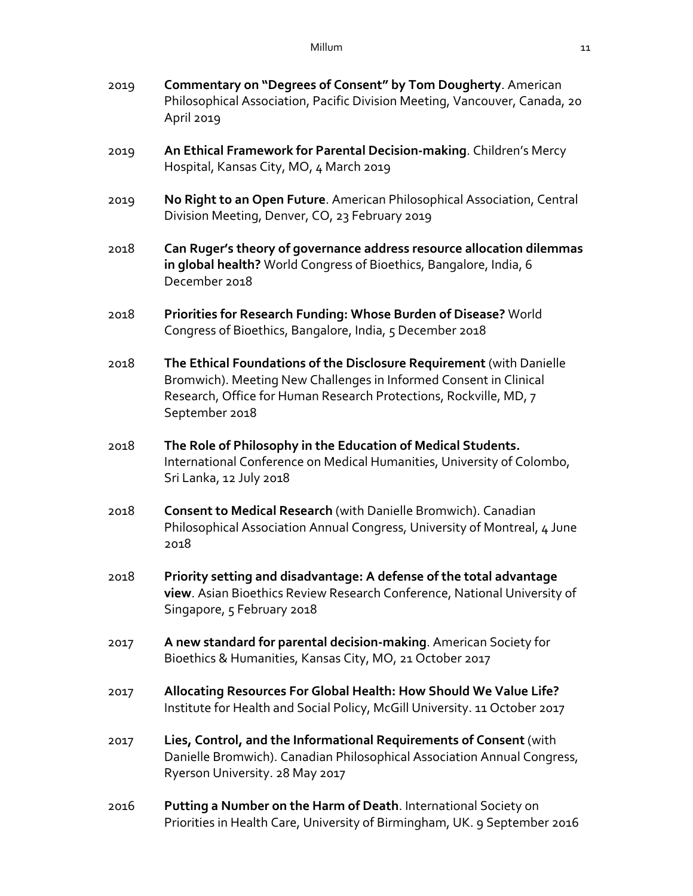2019 **Commentary on "Degrees of Consent" by Tom Dougherty**. American Philosophical Association, Pacific Division Meeting, Vancouver, Canada, 20 April 2019

2019 **An Ethical Framework for Parental Decision-making**. Children's Mercy Hospital, Kansas City, MO, 4 March 2019

2019 **No Right to an Open Future**. American Philosophical Association, Central Division Meeting, Denver, CO, 23 February 2019

2018 **Can Ruger's theory of governance address resource allocation dilemmas in global health?** World Congress of Bioethics, Bangalore, India, 6 December 2018

2018 **Priorities for Research Funding: Whose Burden of Disease?** World Congress of Bioethics, Bangalore, India, 5 December 2018

2018 **The Ethical Foundations of the Disclosure Requirement** (with Danielle Bromwich). Meeting New Challenges in Informed Consent in Clinical Research, Office for Human Research Protections, Rockville, MD, 7 September 2018

2018 **The Role of Philosophy in the Education of Medical Students.** International Conference on Medical Humanities, University of Colombo, Sri Lanka, 12 July 2018

2018 **Consent to Medical Research** (with Danielle Bromwich). Canadian Philosophical Association Annual Congress, University of Montreal, 4 June 2018

2018 **Priority setting and disadvantage: A defense of the total advantage view**. Asian Bioethics Review Research Conference, National University of Singapore, 5 February 2018

2017 **A new standard for parental decision-making**. American Society for Bioethics & Humanities, Kansas City, MO, 21 October 2017

2017 **Allocating Resources For Global Health: How Should We Value Life?** Institute for Health and Social Policy, McGill University. 11 October 2017

2017 **Lies, Control, and the Informational Requirements of Consent** (with Danielle Bromwich). Canadian Philosophical Association Annual Congress, Ryerson University. 28 May 2017

2016 **Putting a Number on the Harm of Death**. International Society on Priorities in Health Care, University of Birmingham, UK. 9 September 2016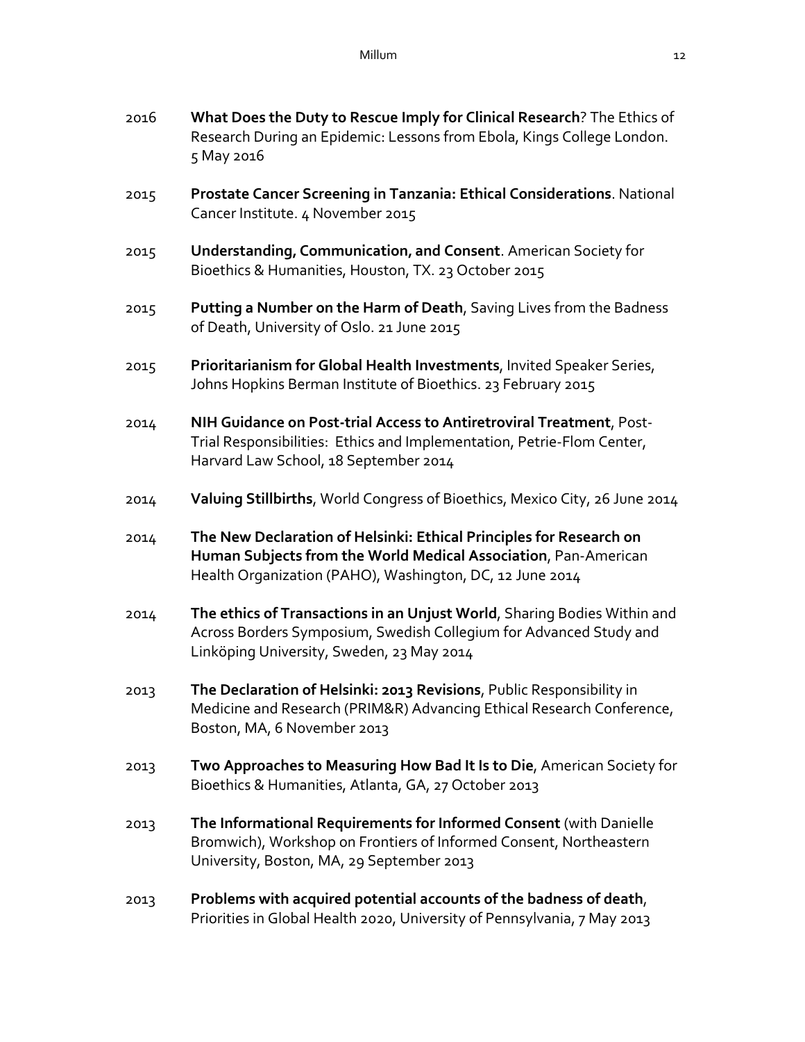2016 **What Does the Duty to Rescue Imply for Clinical Research**? The Ethics of Research During an Epidemic: Lessons from Ebola, Kings College London. 5 May 2016

2015 **Prostate Cancer Screening in Tanzania: Ethical Considerations**. National Cancer Institute. 4 November 2015

2015 **Understanding, Communication, and Consent**. American Society for Bioethics & Humanities, Houston, TX. 23 October 2015

2015 **Putting a Number on the Harm of Death**, Saving Lives from the Badness of Death, University of Oslo. 21 June 2015

2015 **Prioritarianism for Global Health Investments**, Invited Speaker Series, Johns Hopkins Berman Institute of Bioethics. 23 February 2015

2014 **NIH Guidance on Post-trial Access to Antiretroviral Treatment**, Post-Trial Responsibilities: Ethics and Implementation, Petrie-Flom Center, Harvard Law School, 18 September 2014

2014 **Valuing Stillbirths**, World Congress of Bioethics, Mexico City, 26 June 2014

2014 **The New Declaration of Helsinki: Ethical Principles for Research on Human Subjects from the World Medical Association**, Pan-American Health Organization (PAHO), Washington, DC, 12 June 2014

2014 **The ethics of Transactions in an Unjust World**, Sharing Bodies Within and Across Borders Symposium, Swedish Collegium for Advanced Study and Linköping University, Sweden, 23 May 2014

2013 **The Declaration of Helsinki: 2013 Revisions**, Public Responsibility in Medicine and Research (PRIM&R) Advancing Ethical Research Conference, Boston, MA, 6 November 2013

2013 **Two Approaches to Measuring How Bad It Is to Die**, American Society for Bioethics & Humanities, Atlanta, GA, 27 October 2013

2013 **The Informational Requirements for Informed Consent** (with Danielle Bromwich), Workshop on Frontiers of Informed Consent, Northeastern University, Boston, MA, 29 September 2013

2013 **Problems with acquired potential accounts of the badness of death**, Priorities in Global Health 2020, University of Pennsylvania, 7 May 2013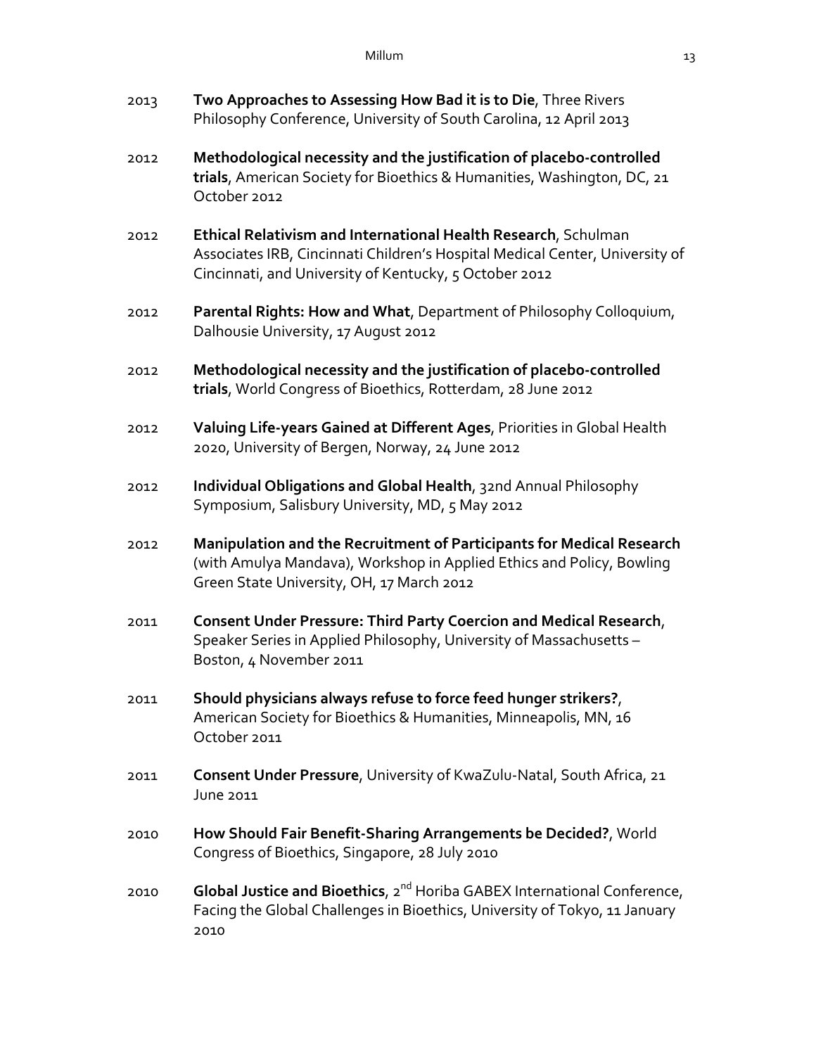2013 **Two Approaches to Assessing How Bad it is to Die**, Three Rivers Philosophy Conference, University of South Carolina, 12 April 2013

2012 **Methodological necessity and the justification of placebo-controlled trials**, American Society for Bioethics & Humanities, Washington, DC, 21 October 2012

2012 **Ethical Relativism and International Health Research**, Schulman Associates IRB, Cincinnati Children's Hospital Medical Center, University of Cincinnati, and University of Kentucky, 5 October 2012

2012 **Parental Rights: How and What**, Department of Philosophy Colloquium, Dalhousie University, 17 August 2012

2012 **Methodological necessity and the justification of placebo-controlled trials**, World Congress of Bioethics, Rotterdam, 28 June 2012

2012 **Valuing Life-years Gained at Different Ages**, Priorities in Global Health 2020, University of Bergen, Norway, 24 June 2012

2012 **Individual Obligations and Global Health**, 32nd Annual Philosophy Symposium, Salisbury University, MD, 5 May 2012

2012 **Manipulation and the Recruitment of Participants for Medical Research** (with Amulya Mandava), Workshop in Applied Ethics and Policy, Bowling Green State University, OH, 17 March 2012

2011 **Consent Under Pressure: Third Party Coercion and Medical Research**, Speaker Series in Applied Philosophy, University of Massachusetts – Boston, 4 November 2011

2011 **Should physicians always refuse to force feed hunger strikers?**, American Society for Bioethics & Humanities, Minneapolis, MN, 16 October 2011

2011 **Consent Under Pressure**, University of KwaZulu-Natal, South Africa, 21 June 2011

2010 **How Should Fair Benefit-Sharing Arrangements be Decided?**, World Congress of Bioethics, Singapore, 28 July 2010

2010 **Global Justice and Bioethics**, 2nd Horiba GABEX International Conference, Facing the Global Challenges in Bioethics, University of Tokyo, 11 January 2010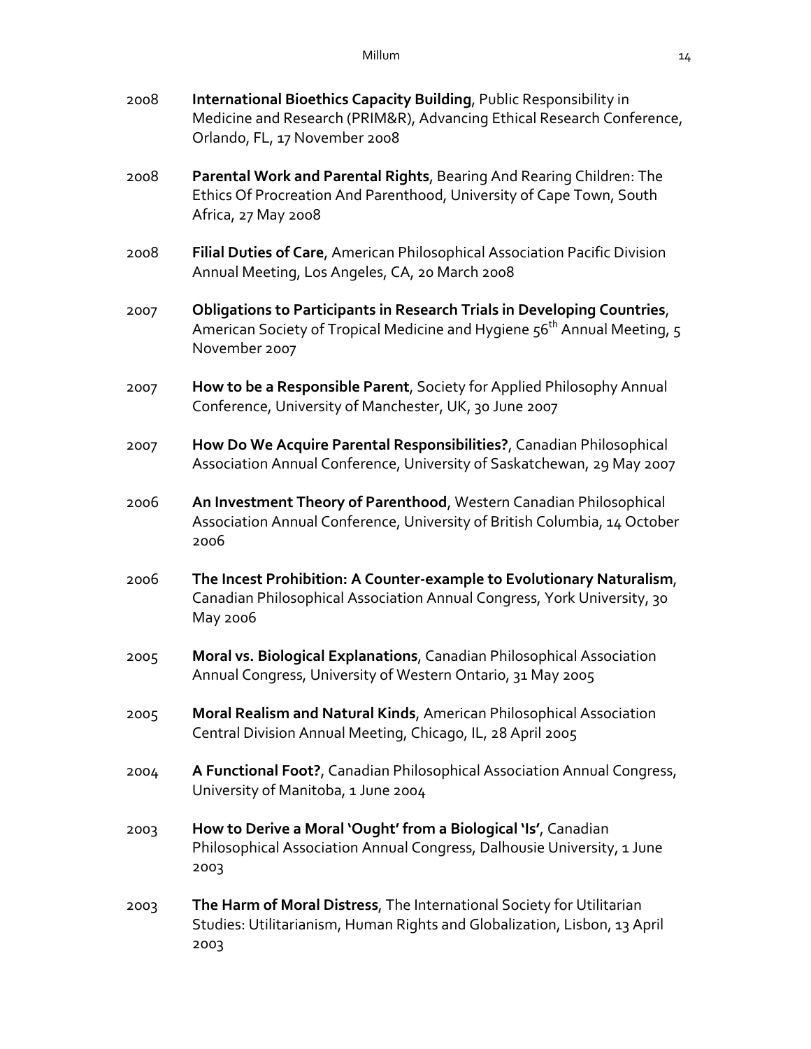2008 **International Bioethics Capacity Building**, Public Responsibility in Medicine and Research (PRIM&R), Advancing Ethical Research Conference, Orlando, FL, 17 November 2008

2008 **Parental Work and Parental Rights**, Bearing And Rearing Children: The Ethics Of Procreation And Parenthood, University of Cape Town, South Africa, 27 May 2008

2008 **Filial Duties of Care**, American Philosophical Association Pacific Division Annual Meeting, Los Angeles, CA, 20 March 2008

2007 **Obligations to Participants in Research Trials in Developing Countries**, American Society of Tropical Medicine and Hygiene 56th Annual Meeting, 5 November 2007

2007 **How to be a Responsible Parent**, Society for Applied Philosophy Annual Conference, University of Manchester, UK, 30 June 2007

2007 **How Do We Acquire Parental Responsibilities?**, Canadian Philosophical Association Annual Conference, University of Saskatchewan, 29 May 2007

2006 **An Investment Theory of Parenthood**, Western Canadian Philosophical Association Annual Conference, University of British Columbia, 14 October 2006

2006 **The Incest Prohibition: A Counter-example to Evolutionary Naturalism**, Canadian Philosophical Association Annual Congress, York University, 30 May 2006

2005 **Moral vs. Biological Explanations**, Canadian Philosophical Association Annual Congress, University of Western Ontario, 31 May 2005

2005 **Moral Realism and Natural Kinds**, American Philosophical Association Central Division Annual Meeting, Chicago, IL, 28 April 2005

2004 **A Functional Foot?**, Canadian Philosophical Association Annual Congress, University of Manitoba, 1 June 2004

2003 **How to Derive a Moral 'Ought' from a Biological 'Is'**, Canadian Philosophical Association Annual Congress, Dalhousie University, 1 June 2003

2003 **The Harm of Moral Distress**, The International Society for Utilitarian Studies: Utilitarianism, Human Rights and Globalization, Lisbon, 13 April 2003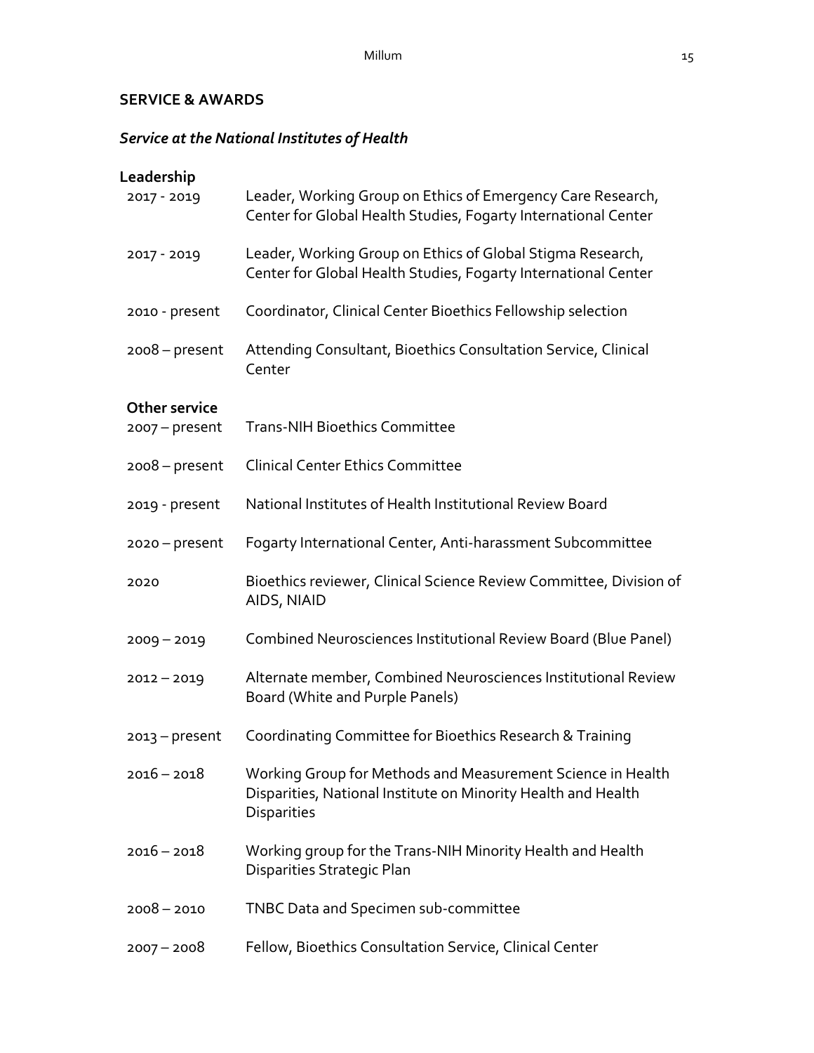## SERVICE & AWARDS

### *Service at the National Institutes of Health*

**Leadership**

2017 - 2019 Leader, Working Group on Ethics of Emergency Care Research, Center for Global Health Studies, Fogarty International Center

2017 - 2019 Leader, Working Group on Ethics of Global Stigma Research, Center for Global Health Studies, Fogarty International Center

2010 - present Coordinator, Clinical Center Bioethics Fellowship selection

2008 – present Attending Consultant, Bioethics Consultation Service, Clinical Center

**Other service**

2007 – present Trans-NIH Bioethics Committee

2008 – present Clinical Center Ethics Committee

2019 - present National Institutes of Health Institutional Review Board

2020 – present Fogarty International Center, Anti-harassment Subcommittee

2020 Bioethics reviewer, Clinical Science Review Committee, Division of AIDS, NIAID

2009 – 2019 Combined Neurosciences Institutional Review Board (Blue Panel)

2012 – 2019 Alternate member, Combined Neurosciences Institutional Review Board (White and Purple Panels)

2013 – present Coordinating Committee for Bioethics Research & Training

2016 – 2018 Working Group for Methods and Measurement Science in Health Disparities, National Institute on Minority Health and Health Disparities

2016 – 2018 Working group for the Trans-NIH Minority Health and Health Disparities Strategic Plan

2008 – 2010 TNBC Data and Specimen sub-committee

2007 – 2008 Fellow, Bioethics Consultation Service, Clinical Center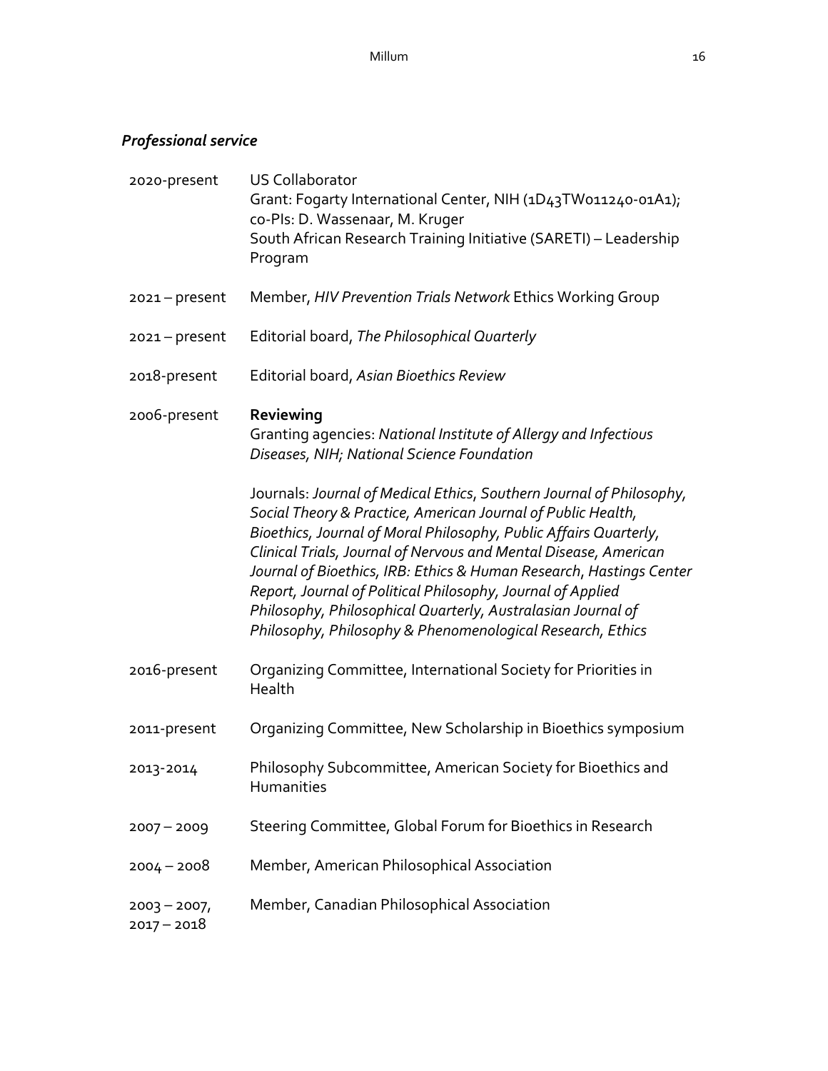### *Professional service*

2020-present — US Collaborator
Grant: Fogarty International Center, NIH (1D43TW011240-01A1); co-PIs: D. Wassenaar, M. Kruger
South African Research Training Initiative (SARETI) – Leadership Program

2021 – present — Member, *HIV Prevention Trials Network* Ethics Working Group

2021 – present — Editorial board, *The Philosophical Quarterly*

2018-present — Editorial board, *Asian Bioethics Review*

2006-present — **Reviewing**
Granting agencies: *National Institute of Allergy and Infectious Diseases, NIH; National Science Foundation*

Journals: *Journal of Medical Ethics*, *Southern Journal of Philosophy, Social Theory & Practice, American Journal of Public Health, Bioethics, Journal of Moral Philosophy, Public Affairs Quarterly, Clinical Trials, Journal of Nervous and Mental Disease, American Journal of Bioethics, IRB: Ethics & Human Research*, *Hastings Center Report, Journal of Political Philosophy, Journal of Applied Philosophy, Philosophical Quarterly, Australasian Journal of Philosophy, Philosophy & Phenomenological Research, Ethics*

2016-present — Organizing Committee, International Society for Priorities in Health

2011-present — Organizing Committee, New Scholarship in Bioethics symposium

2013-2014 — Philosophy Subcommittee, American Society for Bioethics and Humanities

2007 – 2009 — Steering Committee, Global Forum for Bioethics in Research

2004 – 2008 — Member, American Philosophical Association

2003 – 2007, 2017 – 2018 — Member, Canadian Philosophical Association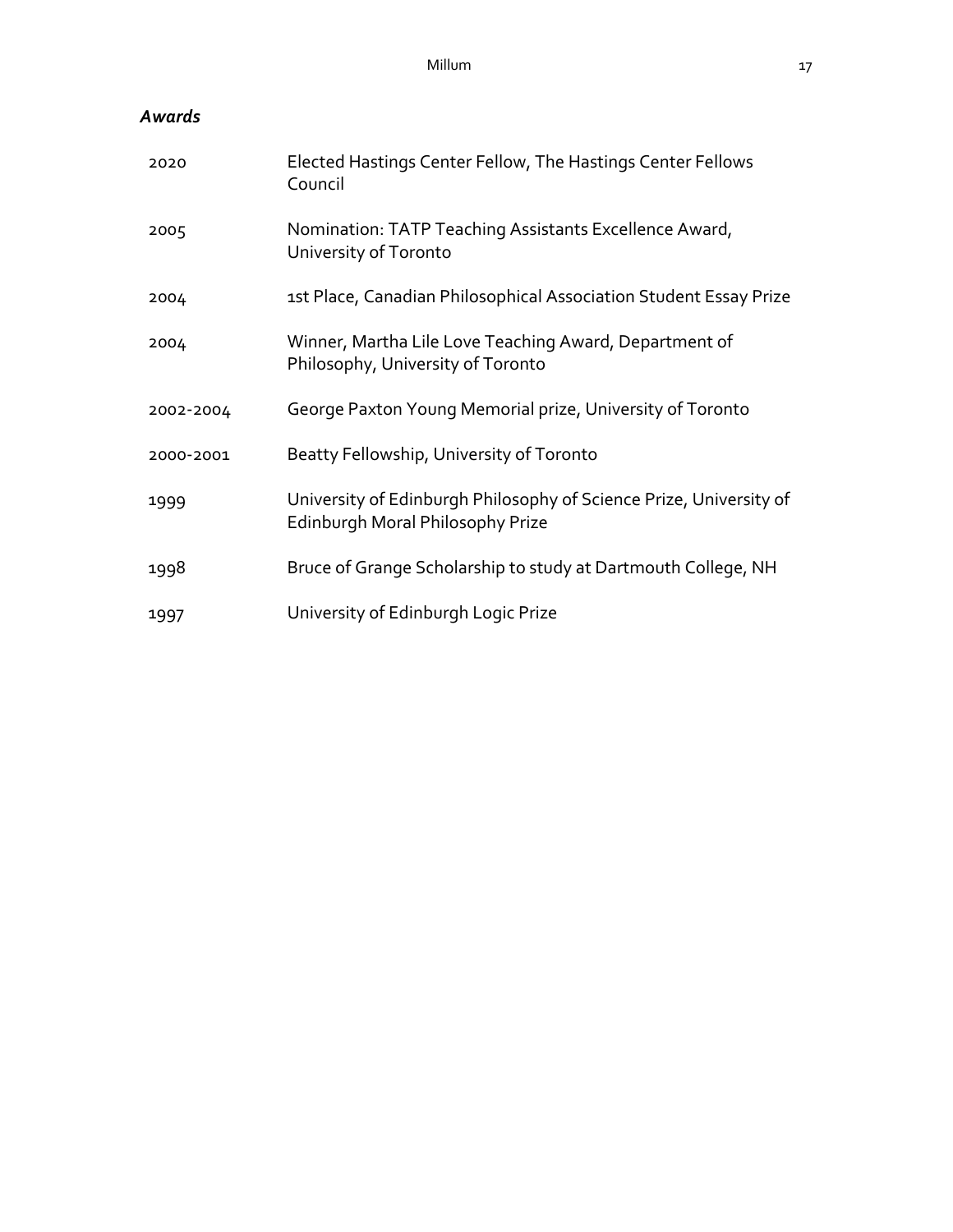### *Awards*

| | |
|---|---|
| 2020 | Elected Hastings Center Fellow, The Hastings Center Fellows Council |
| 2005 | Nomination: TATP Teaching Assistants Excellence Award, University of Toronto |
| 2004 | 1st Place, Canadian Philosophical Association Student Essay Prize |
| 2004 | Winner, Martha Lile Love Teaching Award, Department of Philosophy, University of Toronto |
| 2002-2004 | George Paxton Young Memorial prize, University of Toronto |
| 2000-2001 | Beatty Fellowship, University of Toronto |
| 1999 | University of Edinburgh Philosophy of Science Prize, University of Edinburgh Moral Philosophy Prize |
| 1998 | Bruce of Grange Scholarship to study at Dartmouth College, NH |
| 1997 | University of Edinburgh Logic Prize |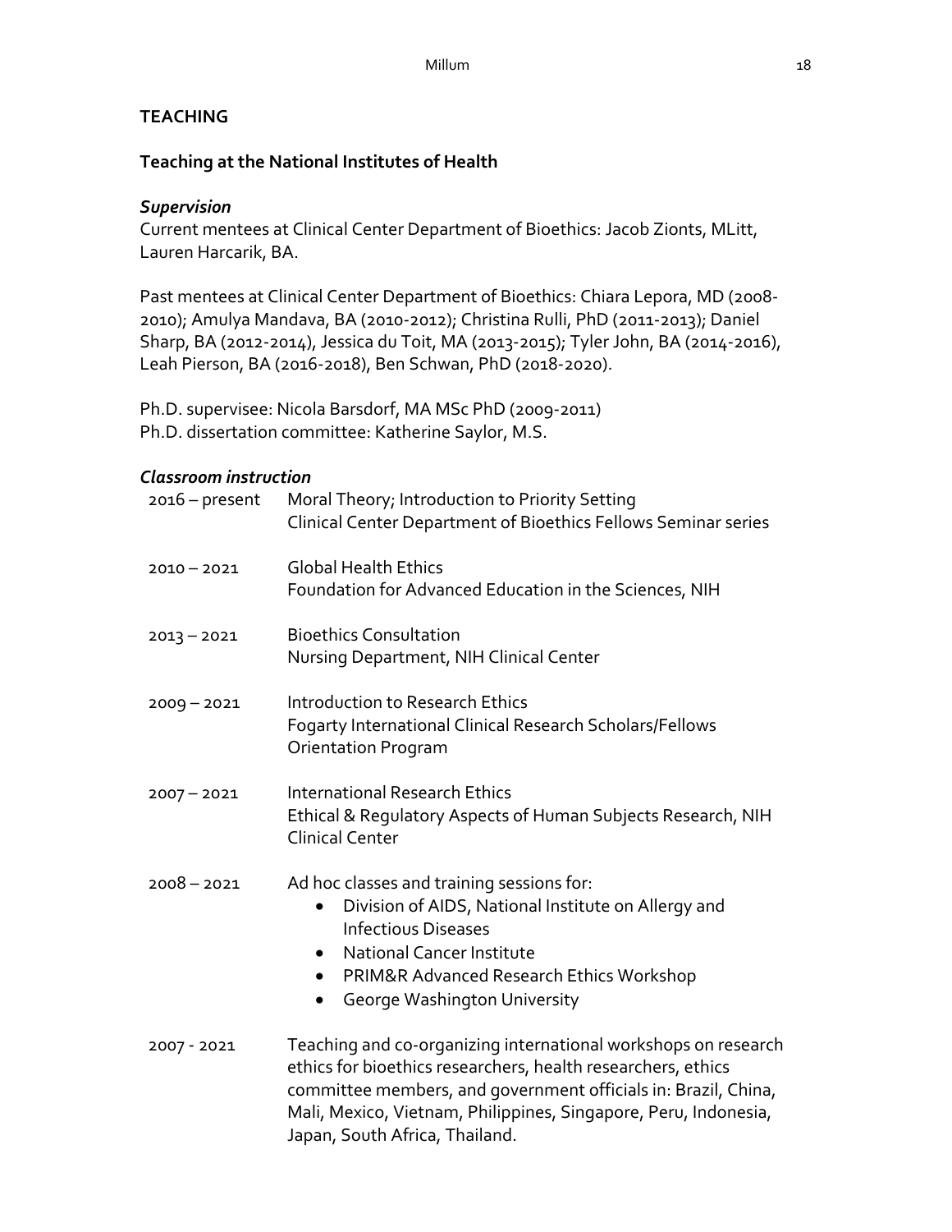## TEACHING

### Teaching at the National Institutes of Health

#### *Supervision*

Current mentees at Clinical Center Department of Bioethics: Jacob Zionts, MLitt, Lauren Harcarik, BA.

Past mentees at Clinical Center Department of Bioethics: Chiara Lepora, MD (2008-2010); Amulya Mandava, BA (2010-2012); Christina Rulli, PhD (2011-2013); Daniel Sharp, BA (2012-2014), Jessica du Toit, MA (2013-2015); Tyler John, BA (2014-2016), Leah Pierson, BA (2016-2018), Ben Schwan, PhD (2018-2020).

Ph.D. supervisee: Nicola Barsdorf, MA MSc PhD (2009-2011)
Ph.D. dissertation committee: Katherine Saylor, M.S.

#### *Classroom instruction*

2016 – present  Moral Theory; Introduction to Priority Setting
Clinical Center Department of Bioethics Fellows Seminar series

2010 – 2021  Global Health Ethics
Foundation for Advanced Education in the Sciences, NIH

2013 – 2021  Bioethics Consultation
Nursing Department, NIH Clinical Center

2009 – 2021  Introduction to Research Ethics
Fogarty International Clinical Research Scholars/Fellows Orientation Program

2007 – 2021  International Research Ethics
Ethical & Regulatory Aspects of Human Subjects Research, NIH Clinical Center

2008 – 2021  Ad hoc classes and training sessions for:

- Division of AIDS, National Institute on Allergy and Infectious Diseases
- National Cancer Institute
- PRIM&R Advanced Research Ethics Workshop
- George Washington University

2007 - 2021  Teaching and co-organizing international workshops on research ethics for bioethics researchers, health researchers, ethics committee members, and government officials in: Brazil, China, Mali, Mexico, Vietnam, Philippines, Singapore, Peru, Indonesia, Japan, South Africa, Thailand.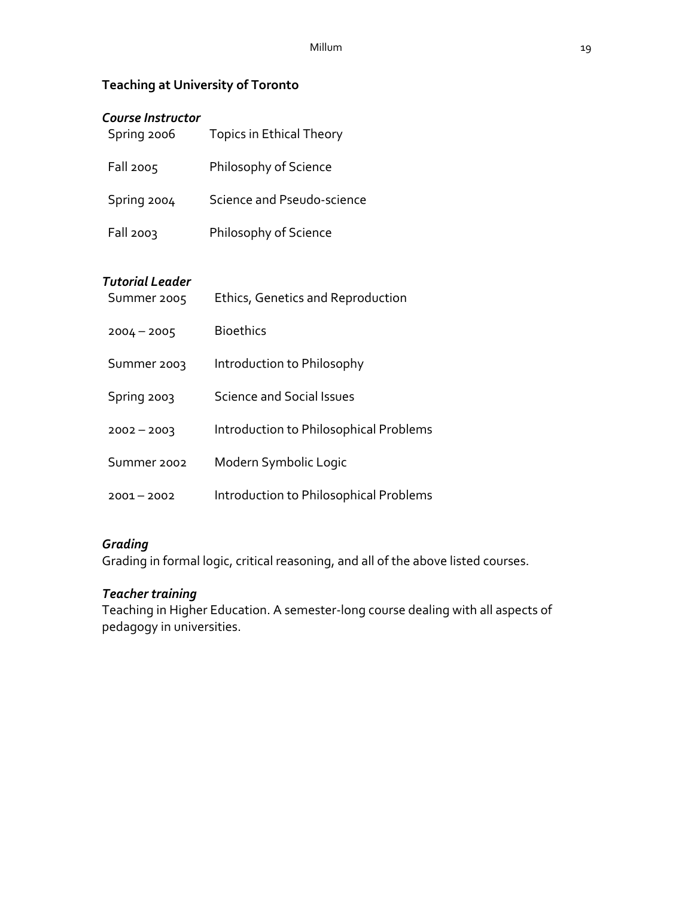## Teaching at University of Toronto

### *Course Instructor*

| | |
|---|---|
| Spring 2006 | Topics in Ethical Theory |
| Fall 2005 | Philosophy of Science |
| Spring 2004 | Science and Pseudo-science |
| Fall 2003 | Philosophy of Science |

### *Tutorial Leader*

| | |
|---|---|
| Summer 2005 | Ethics, Genetics and Reproduction |
| 2004 – 2005 | Bioethics |
| Summer 2003 | Introduction to Philosophy |
| Spring 2003 | Science and Social Issues |
| 2002 – 2003 | Introduction to Philosophical Problems |
| Summer 2002 | Modern Symbolic Logic |
| 2001 – 2002 | Introduction to Philosophical Problems |

### *Grading*

Grading in formal logic, critical reasoning, and all of the above listed courses.

### *Teacher training*

Teaching in Higher Education. A semester-long course dealing with all aspects of pedagogy in universities.